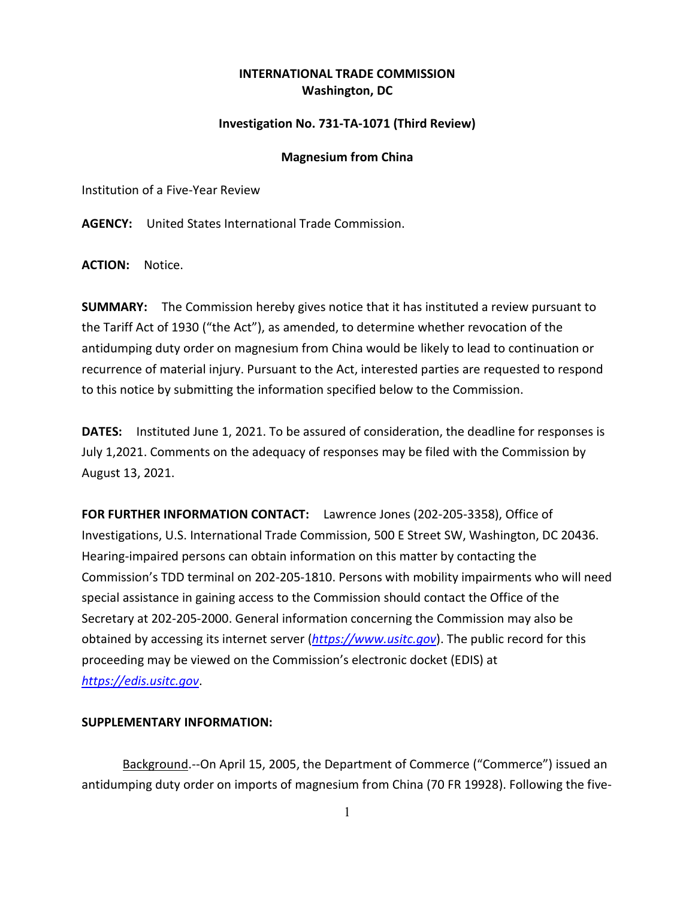**INTERNATIONAL TRADE COMMISSION**
**Washington, DC**

**Investigation No. 731-TA-1071 (Third Review)**

**Magnesium from China**

Institution of a Five-Year Review

**AGENCY:** United States International Trade Commission.

**ACTION:** Notice.

**SUMMARY:** The Commission hereby gives notice that it has instituted a review pursuant to the Tariff Act of 1930 ("the Act"), as amended, to determine whether revocation of the antidumping duty order on magnesium from China would be likely to lead to continuation or recurrence of material injury. Pursuant to the Act, interested parties are requested to respond to this notice by submitting the information specified below to the Commission.

**DATES:** Instituted June 1, 2021. To be assured of consideration, the deadline for responses is July 1,2021. Comments on the adequacy of responses may be filed with the Commission by August 13, 2021.

**FOR FURTHER INFORMATION CONTACT:** Lawrence Jones (202-205-3358), Office of Investigations, U.S. International Trade Commission, 500 E Street SW, Washington, DC 20436. Hearing-impaired persons can obtain information on this matter by contacting the Commission's TDD terminal on 202-205-1810. Persons with mobility impairments who will need special assistance in gaining access to the Commission should contact the Office of the Secretary at 202-205-2000. General information concerning the Commission may also be obtained by accessing its internet server (*https://www.usitc.gov*). The public record for this proceeding may be viewed on the Commission's electronic docket (EDIS) at *https://edis.usitc.gov*.

**SUPPLEMENTARY INFORMATION:**

Background.--On April 15, 2005, the Department of Commerce ("Commerce") issued an antidumping duty order on imports of magnesium from China (70 FR 19928). Following the five-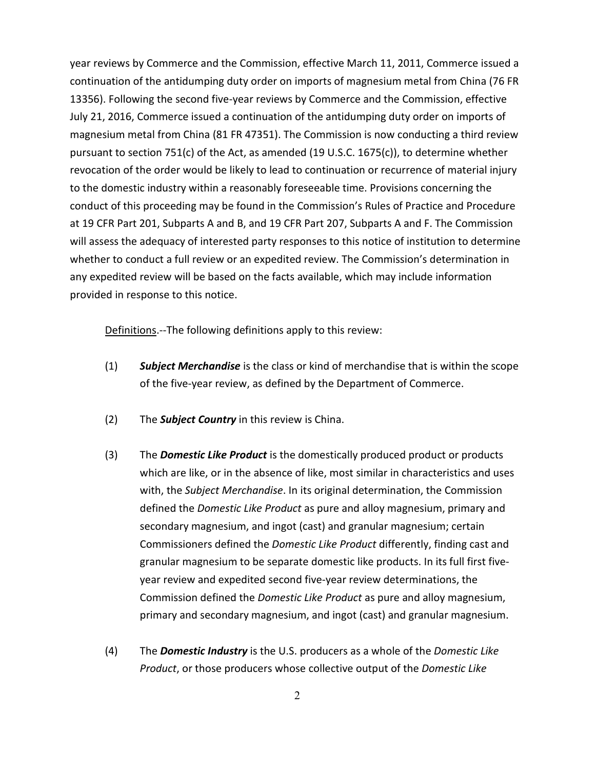year reviews by Commerce and the Commission, effective March 11, 2011, Commerce issued a continuation of the antidumping duty order on imports of magnesium metal from China (76 FR 13356). Following the second five-year reviews by Commerce and the Commission, effective July 21, 2016, Commerce issued a continuation of the antidumping duty order on imports of magnesium metal from China (81 FR 47351). The Commission is now conducting a third review pursuant to section 751(c) of the Act, as amended (19 U.S.C. 1675(c)), to determine whether revocation of the order would be likely to lead to continuation or recurrence of material injury to the domestic industry within a reasonably foreseeable time. Provisions concerning the conduct of this proceeding may be found in the Commission's Rules of Practice and Procedure at 19 CFR Part 201, Subparts A and B, and 19 CFR Part 207, Subparts A and F. The Commission will assess the adequacy of interested party responses to this notice of institution to determine whether to conduct a full review or an expedited review. The Commission's determination in any expedited review will be based on the facts available, which may include information provided in response to this notice.

Definitions.--The following definitions apply to this review:

(1) ***Subject Merchandise*** is the class or kind of merchandise that is within the scope of the five-year review, as defined by the Department of Commerce.

(2) The ***Subject Country*** in this review is China.

(3) The ***Domestic Like Product*** is the domestically produced product or products which are like, or in the absence of like, most similar in characteristics and uses with, the *Subject Merchandise*. In its original determination, the Commission defined the *Domestic Like Product* as pure and alloy magnesium, primary and secondary magnesium, and ingot (cast) and granular magnesium; certain Commissioners defined the *Domestic Like Product* differently, finding cast and granular magnesium to be separate domestic like products. In its full first five-year review and expedited second five-year review determinations, the Commission defined the *Domestic Like Product* as pure and alloy magnesium, primary and secondary magnesium, and ingot (cast) and granular magnesium.

(4) The ***Domestic Industry*** is the U.S. producers as a whole of the *Domestic Like Product*, or those producers whose collective output of the *Domestic Like*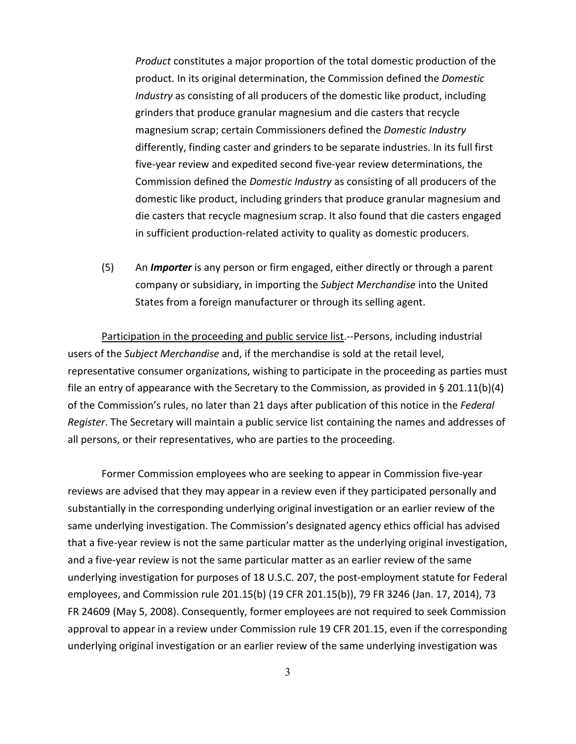*Product* constitutes a major proportion of the total domestic production of the product. In its original determination, the Commission defined the *Domestic Industry* as consisting of all producers of the domestic like product, including grinders that produce granular magnesium and die casters that recycle magnesium scrap; certain Commissioners defined the *Domestic Industry* differently, finding caster and grinders to be separate industries. In its full first five-year review and expedited second five-year review determinations, the Commission defined the *Domestic Industry* as consisting of all producers of the domestic like product, including grinders that produce granular magnesium and die casters that recycle magnesium scrap. It also found that die casters engaged in sufficient production-related activity to quality as domestic producers.

(5) An ***Importer*** is any person or firm engaged, either directly or through a parent company or subsidiary, in importing the *Subject Merchandise* into the United States from a foreign manufacturer or through its selling agent.

Participation in the proceeding and public service list.--Persons, including industrial users of the *Subject Merchandise* and, if the merchandise is sold at the retail level, representative consumer organizations, wishing to participate in the proceeding as parties must file an entry of appearance with the Secretary to the Commission, as provided in § 201.11(b)(4) of the Commission's rules, no later than 21 days after publication of this notice in the *Federal Register*. The Secretary will maintain a public service list containing the names and addresses of all persons, or their representatives, who are parties to the proceeding.

Former Commission employees who are seeking to appear in Commission five-year reviews are advised that they may appear in a review even if they participated personally and substantially in the corresponding underlying original investigation or an earlier review of the same underlying investigation. The Commission's designated agency ethics official has advised that a five-year review is not the same particular matter as the underlying original investigation, and a five-year review is not the same particular matter as an earlier review of the same underlying investigation for purposes of 18 U.S.C. 207, the post-employment statute for Federal employees, and Commission rule 201.15(b) (19 CFR 201.15(b)), 79 FR 3246 (Jan. 17, 2014), 73 FR 24609 (May 5, 2008). Consequently, former employees are not required to seek Commission approval to appear in a review under Commission rule 19 CFR 201.15, even if the corresponding underlying original investigation or an earlier review of the same underlying investigation was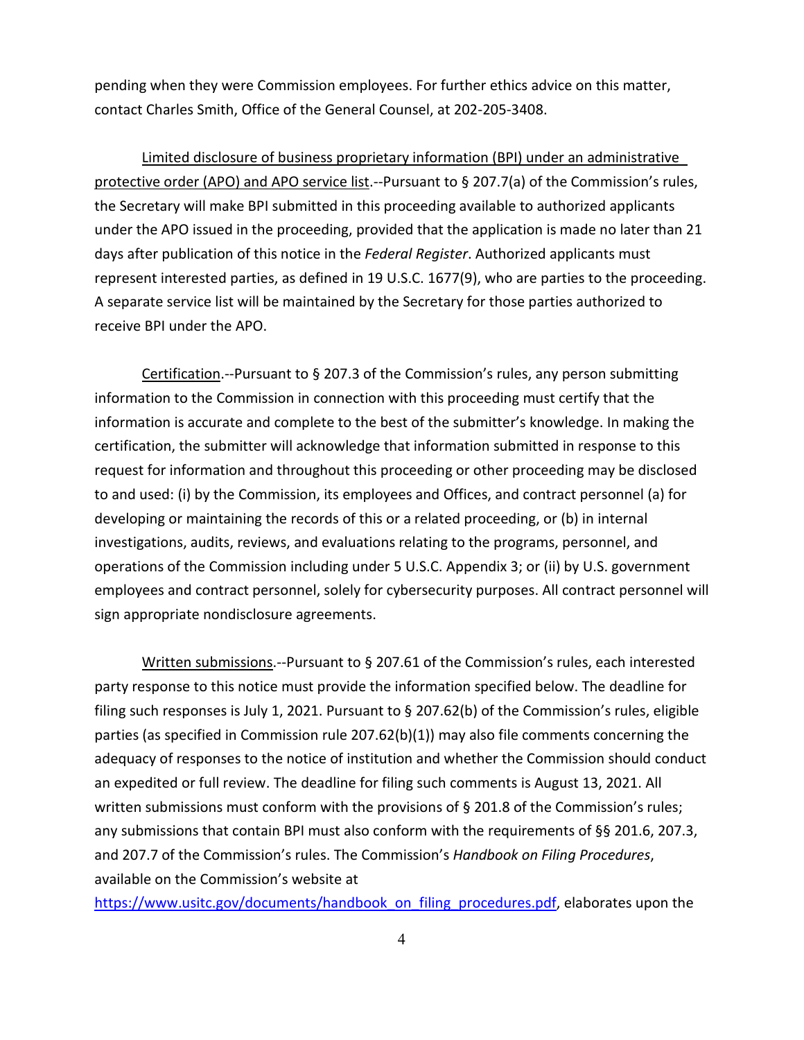pending when they were Commission employees. For further ethics advice on this matter, contact Charles Smith, Office of the General Counsel, at 202-205-3408.

Limited disclosure of business proprietary information (BPI) under an administrative protective order (APO) and APO service list.--Pursuant to § 207.7(a) of the Commission's rules, the Secretary will make BPI submitted in this proceeding available to authorized applicants under the APO issued in the proceeding, provided that the application is made no later than 21 days after publication of this notice in the *Federal Register*. Authorized applicants must represent interested parties, as defined in 19 U.S.C. 1677(9), who are parties to the proceeding. A separate service list will be maintained by the Secretary for those parties authorized to receive BPI under the APO.

Certification.--Pursuant to § 207.3 of the Commission's rules, any person submitting information to the Commission in connection with this proceeding must certify that the information is accurate and complete to the best of the submitter's knowledge. In making the certification, the submitter will acknowledge that information submitted in response to this request for information and throughout this proceeding or other proceeding may be disclosed to and used: (i) by the Commission, its employees and Offices, and contract personnel (a) for developing or maintaining the records of this or a related proceeding, or (b) in internal investigations, audits, reviews, and evaluations relating to the programs, personnel, and operations of the Commission including under 5 U.S.C. Appendix 3; or (ii) by U.S. government employees and contract personnel, solely for cybersecurity purposes. All contract personnel will sign appropriate nondisclosure agreements.

Written submissions.--Pursuant to § 207.61 of the Commission's rules, each interested party response to this notice must provide the information specified below. The deadline for filing such responses is July 1, 2021. Pursuant to § 207.62(b) of the Commission's rules, eligible parties (as specified in Commission rule 207.62(b)(1)) may also file comments concerning the adequacy of responses to the notice of institution and whether the Commission should conduct an expedited or full review. The deadline for filing such comments is August 13, 2021. All written submissions must conform with the provisions of § 201.8 of the Commission's rules; any submissions that contain BPI must also conform with the requirements of §§ 201.6, 207.3, and 207.7 of the Commission's rules. The Commission's *Handbook on Filing Procedures*, available on the Commission's website at https://www.usitc.gov/documents/handbook_on_filing_procedures.pdf, elaborates upon the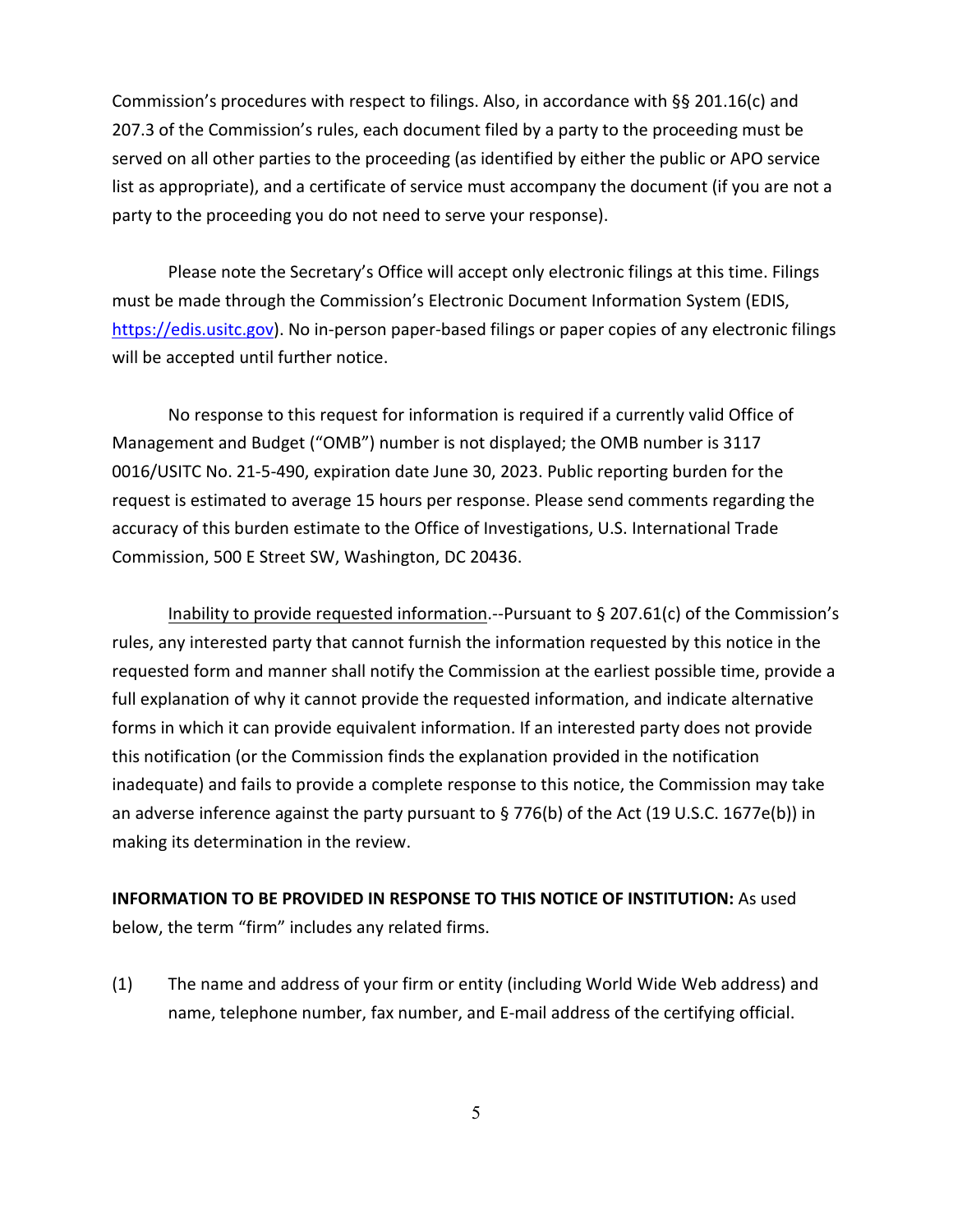Commission's procedures with respect to filings. Also, in accordance with §§ 201.16(c) and 207.3 of the Commission's rules, each document filed by a party to the proceeding must be served on all other parties to the proceeding (as identified by either the public or APO service list as appropriate), and a certificate of service must accompany the document (if you are not a party to the proceeding you do not need to serve your response).

Please note the Secretary's Office will accept only electronic filings at this time. Filings must be made through the Commission's Electronic Document Information System (EDIS, https://edis.usitc.gov). No in-person paper-based filings or paper copies of any electronic filings will be accepted until further notice.

No response to this request for information is required if a currently valid Office of Management and Budget ("OMB") number is not displayed; the OMB number is 3117 0016/USITC No. 21-5-490, expiration date June 30, 2023. Public reporting burden for the request is estimated to average 15 hours per response. Please send comments regarding the accuracy of this burden estimate to the Office of Investigations, U.S. International Trade Commission, 500 E Street SW, Washington, DC 20436.

Inability to provide requested information.--Pursuant to § 207.61(c) of the Commission's rules, any interested party that cannot furnish the information requested by this notice in the requested form and manner shall notify the Commission at the earliest possible time, provide a full explanation of why it cannot provide the requested information, and indicate alternative forms in which it can provide equivalent information. If an interested party does not provide this notification (or the Commission finds the explanation provided in the notification inadequate) and fails to provide a complete response to this notice, the Commission may take an adverse inference against the party pursuant to § 776(b) of the Act (19 U.S.C. 1677e(b)) in making its determination in the review.

**INFORMATION TO BE PROVIDED IN RESPONSE TO THIS NOTICE OF INSTITUTION:** As used below, the term "firm" includes any related firms.

(1) The name and address of your firm or entity (including World Wide Web address) and name, telephone number, fax number, and E-mail address of the certifying official.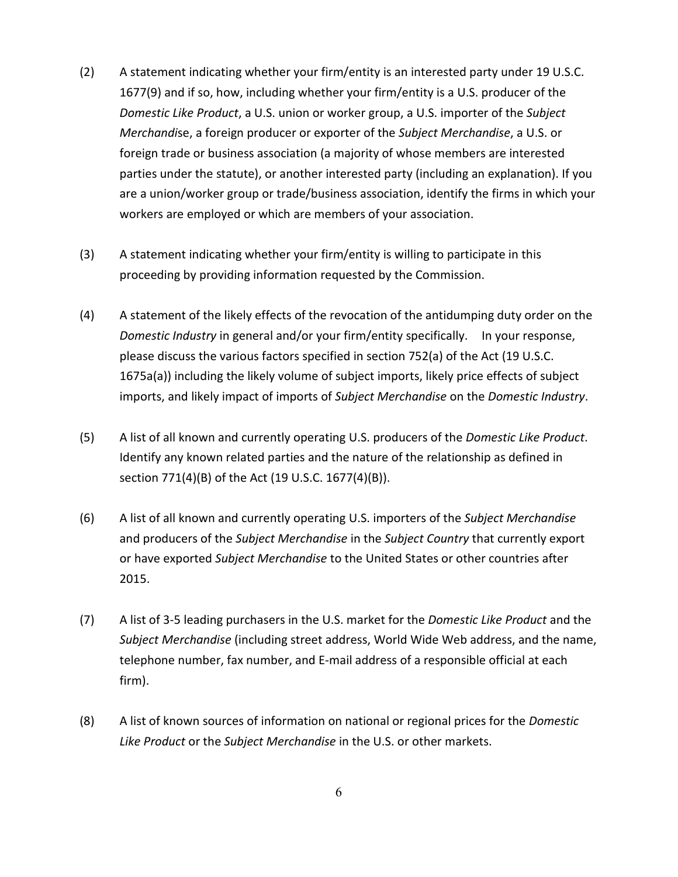(2) A statement indicating whether your firm/entity is an interested party under 19 U.S.C. 1677(9) and if so, how, including whether your firm/entity is a U.S. producer of the *Domestic Like Product*, a U.S. union or worker group, a U.S. importer of the *Subject Merchandise*, a foreign producer or exporter of the *Subject Merchandise*, a U.S. or foreign trade or business association (a majority of whose members are interested parties under the statute), or another interested party (including an explanation). If you are a union/worker group or trade/business association, identify the firms in which your workers are employed or which are members of your association.

(3) A statement indicating whether your firm/entity is willing to participate in this proceeding by providing information requested by the Commission.

(4) A statement of the likely effects of the revocation of the antidumping duty order on the *Domestic Industry* in general and/or your firm/entity specifically. In your response, please discuss the various factors specified in section 752(a) of the Act (19 U.S.C. 1675a(a)) including the likely volume of subject imports, likely price effects of subject imports, and likely impact of imports of *Subject Merchandise* on the *Domestic Industry*.

(5) A list of all known and currently operating U.S. producers of the *Domestic Like Product*. Identify any known related parties and the nature of the relationship as defined in section 771(4)(B) of the Act (19 U.S.C. 1677(4)(B)).

(6) A list of all known and currently operating U.S. importers of the *Subject Merchandise* and producers of the *Subject Merchandise* in the *Subject Country* that currently export or have exported *Subject Merchandise* to the United States or other countries after 2015.

(7) A list of 3-5 leading purchasers in the U.S. market for the *Domestic Like Product* and the *Subject Merchandise* (including street address, World Wide Web address, and the name, telephone number, fax number, and E-mail address of a responsible official at each firm).

(8) A list of known sources of information on national or regional prices for the *Domestic Like Product* or the *Subject Merchandise* in the U.S. or other markets.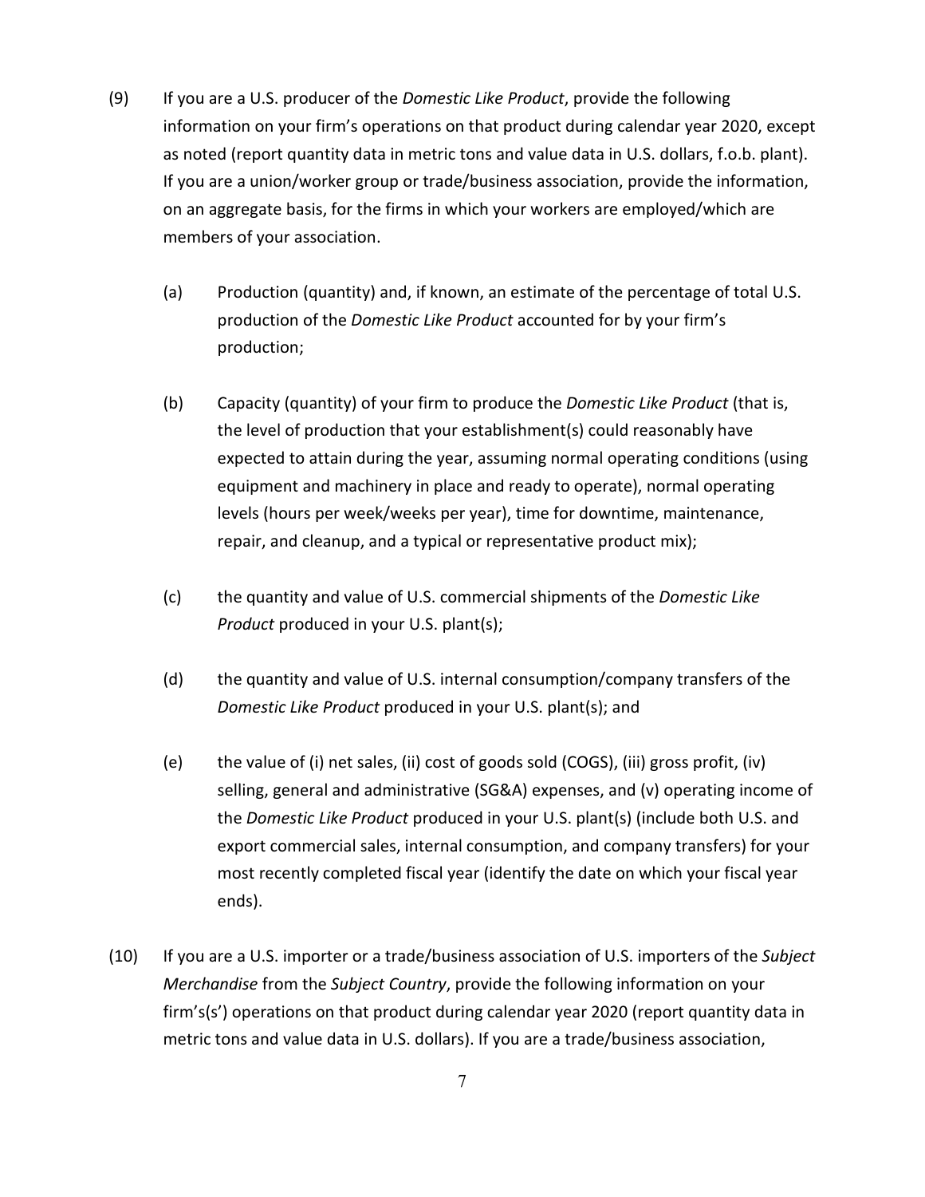(9) If you are a U.S. producer of the *Domestic Like Product*, provide the following information on your firm's operations on that product during calendar year 2020, except as noted (report quantity data in metric tons and value data in U.S. dollars, f.o.b. plant). If you are a union/worker group or trade/business association, provide the information, on an aggregate basis, for the firms in which your workers are employed/which are members of your association.

   (a) Production (quantity) and, if known, an estimate of the percentage of total U.S. production of the *Domestic Like Product* accounted for by your firm's production;

   (b) Capacity (quantity) of your firm to produce the *Domestic Like Product* (that is, the level of production that your establishment(s) could reasonably have expected to attain during the year, assuming normal operating conditions (using equipment and machinery in place and ready to operate), normal operating levels (hours per week/weeks per year), time for downtime, maintenance, repair, and cleanup, and a typical or representative product mix);

   (c) the quantity and value of U.S. commercial shipments of the *Domestic Like Product* produced in your U.S. plant(s);

   (d) the quantity and value of U.S. internal consumption/company transfers of the *Domestic Like Product* produced in your U.S. plant(s); and

   (e) the value of (i) net sales, (ii) cost of goods sold (COGS), (iii) gross profit, (iv) selling, general and administrative (SG&A) expenses, and (v) operating income of the *Domestic Like Product* produced in your U.S. plant(s) (include both U.S. and export commercial sales, internal consumption, and company transfers) for your most recently completed fiscal year (identify the date on which your fiscal year ends).

(10) If you are a U.S. importer or a trade/business association of U.S. importers of the *Subject Merchandise* from the *Subject Country*, provide the following information on your firm's(s') operations on that product during calendar year 2020 (report quantity data in metric tons and value data in U.S. dollars). If you are a trade/business association,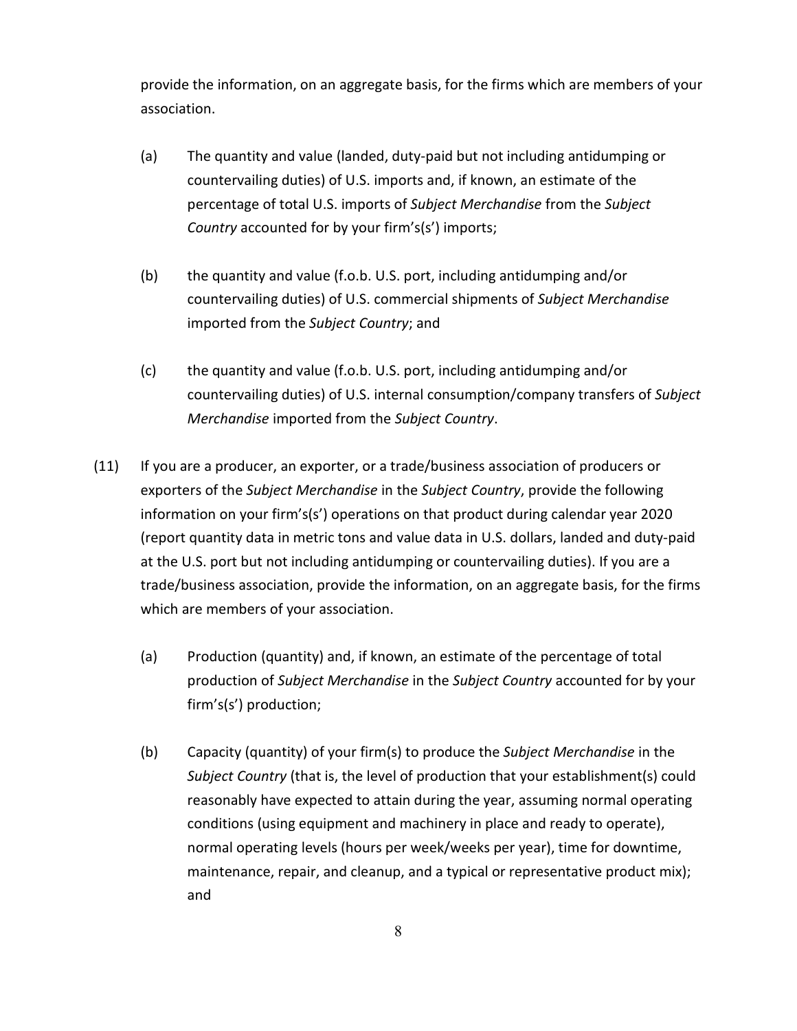provide the information, on an aggregate basis, for the firms which are members of your association.

(a) The quantity and value (landed, duty-paid but not including antidumping or countervailing duties) of U.S. imports and, if known, an estimate of the percentage of total U.S. imports of *Subject Merchandise* from the *Subject Country* accounted for by your firm's(s') imports;

(b) the quantity and value (f.o.b. U.S. port, including antidumping and/or countervailing duties) of U.S. commercial shipments of *Subject Merchandise* imported from the *Subject Country*; and

(c) the quantity and value (f.o.b. U.S. port, including antidumping and/or countervailing duties) of U.S. internal consumption/company transfers of *Subject Merchandise* imported from the *Subject Country*.

(11) If you are a producer, an exporter, or a trade/business association of producers or exporters of the *Subject Merchandise* in the *Subject Country*, provide the following information on your firm's(s') operations on that product during calendar year 2020 (report quantity data in metric tons and value data in U.S. dollars, landed and duty-paid at the U.S. port but not including antidumping or countervailing duties). If you are a trade/business association, provide the information, on an aggregate basis, for the firms which are members of your association.

(a) Production (quantity) and, if known, an estimate of the percentage of total production of *Subject Merchandise* in the *Subject Country* accounted for by your firm's(s') production;

(b) Capacity (quantity) of your firm(s) to produce the *Subject Merchandise* in the *Subject Country* (that is, the level of production that your establishment(s) could reasonably have expected to attain during the year, assuming normal operating conditions (using equipment and machinery in place and ready to operate), normal operating levels (hours per week/weeks per year), time for downtime, maintenance, repair, and cleanup, and a typical or representative product mix); and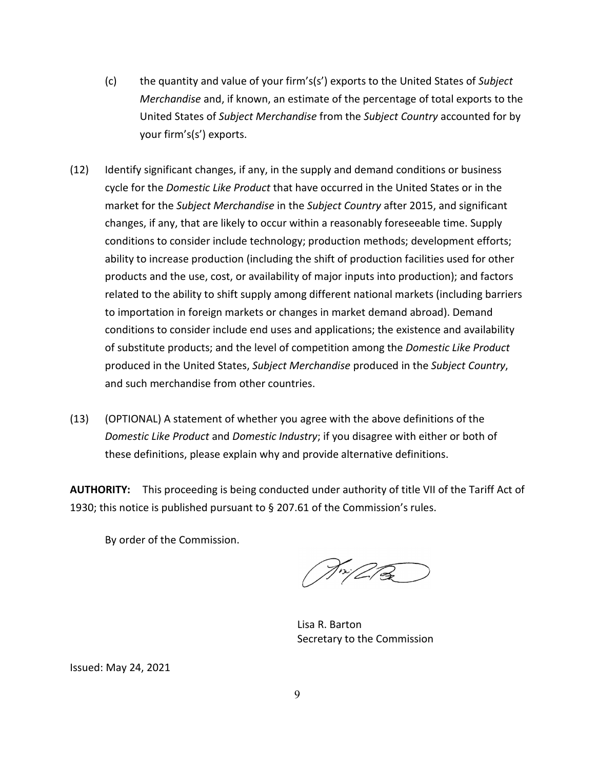(c) the quantity and value of your firm's(s') exports to the United States of *Subject Merchandise* and, if known, an estimate of the percentage of total exports to the United States of *Subject Merchandise* from the *Subject Country* accounted for by your firm's(s') exports.

(12) Identify significant changes, if any, in the supply and demand conditions or business cycle for the *Domestic Like Product* that have occurred in the United States or in the market for the *Subject Merchandise* in the *Subject Country* after 2015, and significant changes, if any, that are likely to occur within a reasonably foreseeable time. Supply conditions to consider include technology; production methods; development efforts; ability to increase production (including the shift of production facilities used for other products and the use, cost, or availability of major inputs into production); and factors related to the ability to shift supply among different national markets (including barriers to importation in foreign markets or changes in market demand abroad). Demand conditions to consider include end uses and applications; the existence and availability of substitute products; and the level of competition among the *Domestic Like Product* produced in the United States, *Subject Merchandise* produced in the *Subject Country*, and such merchandise from other countries.

(13) (OPTIONAL) A statement of whether you agree with the above definitions of the *Domestic Like Product* and *Domestic Industry*; if you disagree with either or both of these definitions, please explain why and provide alternative definitions.

**AUTHORITY:** This proceeding is being conducted under authority of title VII of the Tariff Act of 1930; this notice is published pursuant to § 207.61 of the Commission's rules.

By order of the Commission.

Lisa R. Barton
Secretary to the Commission

Issued: May 24, 2021